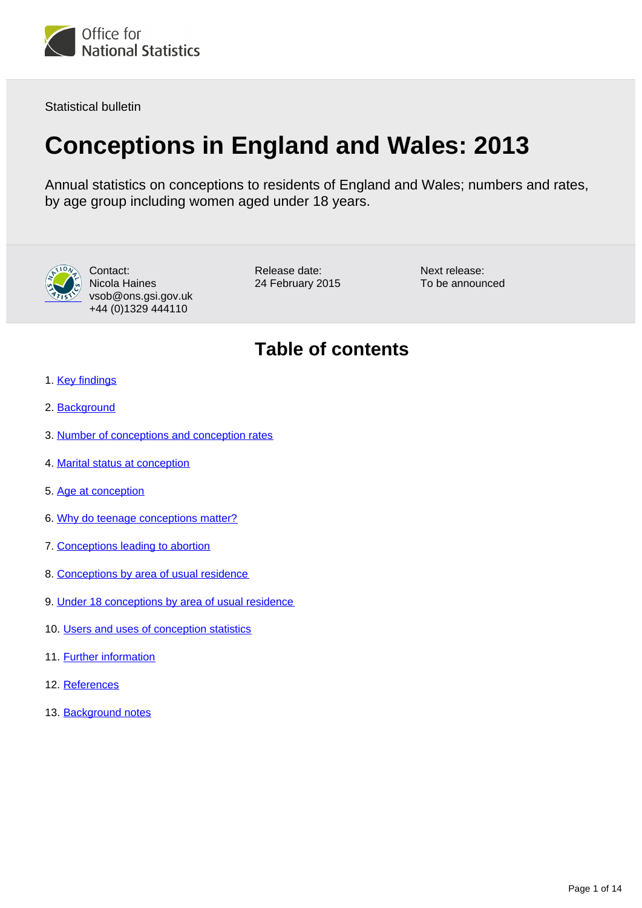Office for National Statistics

Statistical bulletin

# Conceptions in England and Wales: 2013

Annual statistics on conceptions to residents of England and Wales; numbers and rates, by age group including women aged under 18 years.

Contact:
Nicola Haines
vsob@ons.gsi.gov.uk
+44 (0)1329 444110

Release date:
24 February 2015

Next release:
To be announced

## Table of contents

1. Key findings
2. Background
3. Number of conceptions and conception rates
4. Marital status at conception
5. Age at conception
6. Why do teenage conceptions matter?
7. Conceptions leading to abortion
8. Conceptions by area of usual residence
9. Under 18 conceptions by area of usual residence
10. Users and uses of conception statistics
11. Further information
12. References
13. Background notes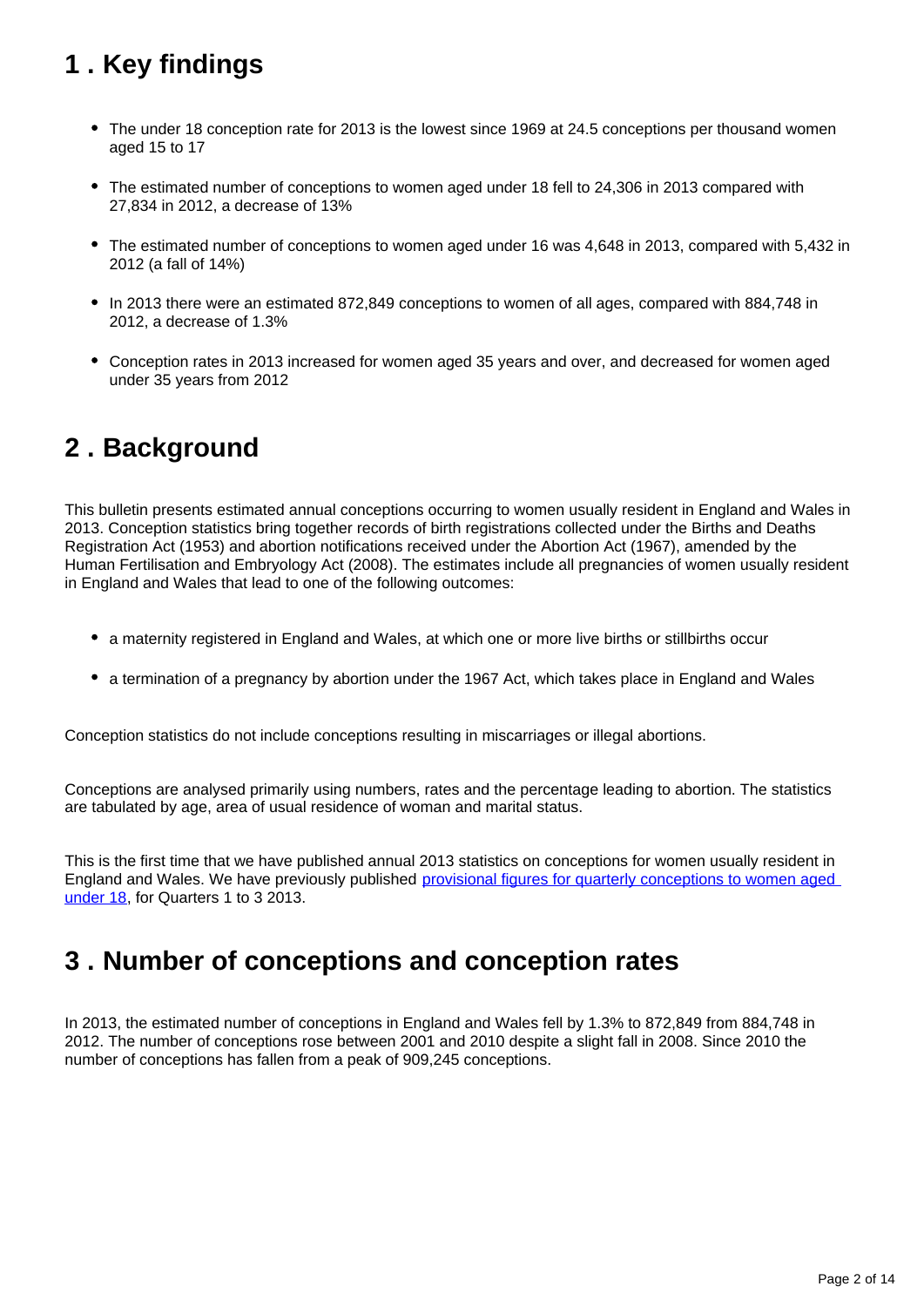## 1 . Key findings

- The under 18 conception rate for 2013 is the lowest since 1969 at 24.5 conceptions per thousand women aged 15 to 17
- The estimated number of conceptions to women aged under 18 fell to 24,306 in 2013 compared with 27,834 in 2012, a decrease of 13%
- The estimated number of conceptions to women aged under 16 was 4,648 in 2013, compared with 5,432 in 2012 (a fall of 14%)
- In 2013 there were an estimated 872,849 conceptions to women of all ages, compared with 884,748 in 2012, a decrease of 1.3%
- Conception rates in 2013 increased for women aged 35 years and over, and decreased for women aged under 35 years from 2012

## 2 . Background

This bulletin presents estimated annual conceptions occurring to women usually resident in England and Wales in 2013. Conception statistics bring together records of birth registrations collected under the Births and Deaths Registration Act (1953) and abortion notifications received under the Abortion Act (1967), amended by the Human Fertilisation and Embryology Act (2008). The estimates include all pregnancies of women usually resident in England and Wales that lead to one of the following outcomes:

- a maternity registered in England and Wales, at which one or more live births or stillbirths occur
- a termination of a pregnancy by abortion under the 1967 Act, which takes place in England and Wales

Conception statistics do not include conceptions resulting in miscarriages or illegal abortions.

Conceptions are analysed primarily using numbers, rates and the percentage leading to abortion. The statistics are tabulated by age, area of usual residence of woman and marital status.

This is the first time that we have published annual 2013 statistics on conceptions for women usually resident in England and Wales. We have previously published [provisional figures for quarterly conceptions to women aged under 18](), for Quarters 1 to 3 2013.

## 3 . Number of conceptions and conception rates

In 2013, the estimated number of conceptions in England and Wales fell by 1.3% to 872,849 from 884,748 in 2012. The number of conceptions rose between 2001 and 2010 despite a slight fall in 2008. Since 2010 the number of conceptions has fallen from a peak of 909,245 conceptions.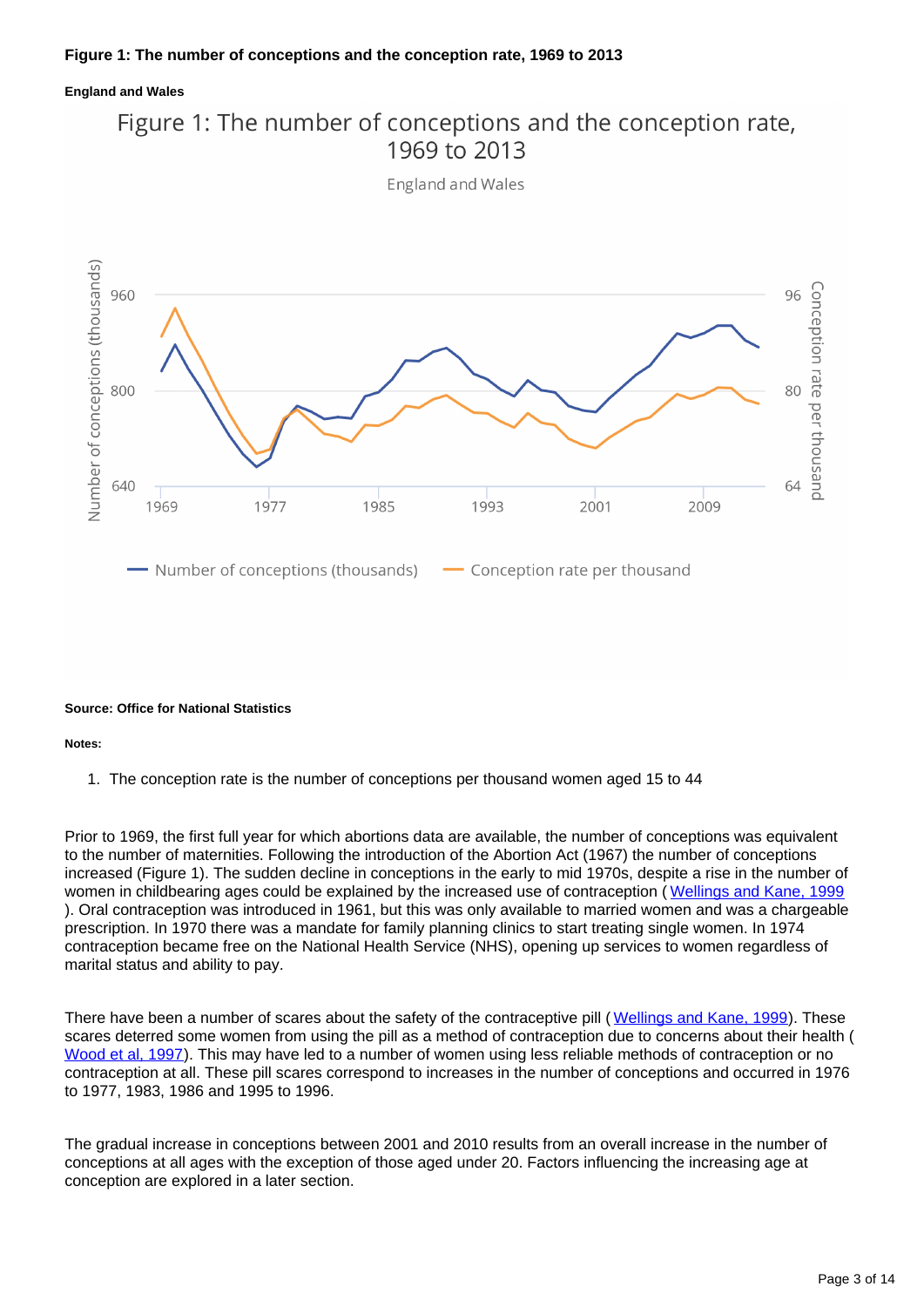**Figure 1: The number of conceptions and the conception rate, 1969 to 2013**

**England and Wales**

**Source: Office for National Statistics**

**Notes:**

1. The conception rate is the number of conceptions per thousand women aged 15 to 44

Prior to 1969, the first full year for which abortions data are available, the number of conceptions was equivalent to the number of maternities. Following the introduction of the Abortion Act (1967) the number of conceptions increased (Figure 1). The sudden decline in conceptions in the early to mid 1970s, despite a rise in the number of women in childbearing ages could be explained by the increased use of contraception (Wellings and Kane, 1999). Oral contraception was introduced in 1961, but this was only available to married women and was a chargeable prescription. In 1970 there was a mandate for family planning clinics to start treating single women. In 1974 contraception became free on the National Health Service (NHS), opening up services to women regardless of marital status and ability to pay.

There have been a number of scares about the safety of the contraceptive pill (Wellings and Kane, 1999). These scares deterred some women from using the pill as a method of contraception due to concerns about their health (Wood et al, 1997). This may have led to a number of women using less reliable methods of contraception or no contraception at all. These pill scares correspond to increases in the number of conceptions and occurred in 1976 to 1977, 1983, 1986 and 1995 to 1996.

The gradual increase in conceptions between 2001 and 2010 results from an overall increase in the number of conceptions at all ages with the exception of those aged under 20. Factors influencing the increasing age at conception are explored in a later section.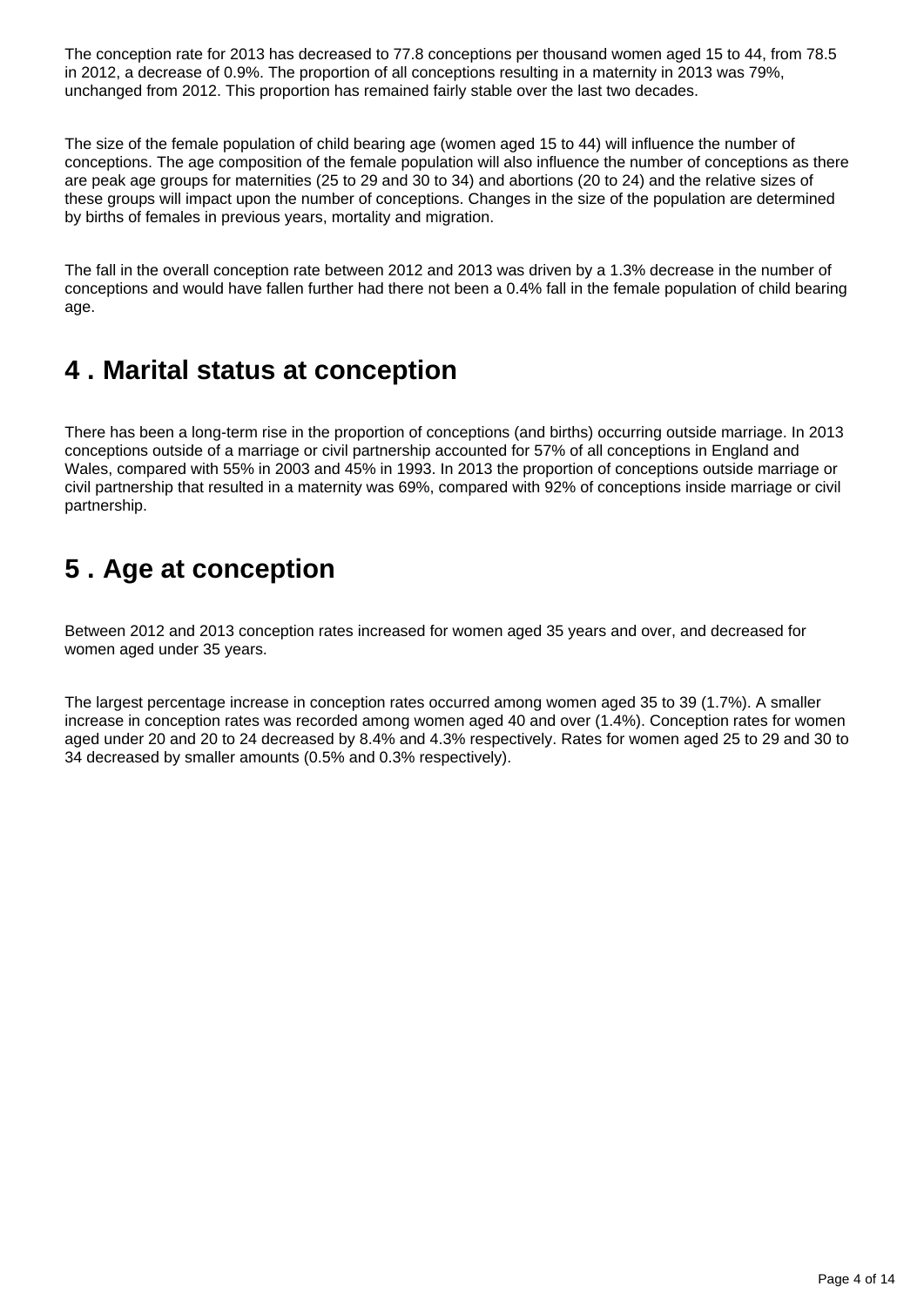The conception rate for 2013 has decreased to 77.8 conceptions per thousand women aged 15 to 44, from 78.5 in 2012, a decrease of 0.9%. The proportion of all conceptions resulting in a maternity in 2013 was 79%, unchanged from 2012. This proportion has remained fairly stable over the last two decades.

The size of the female population of child bearing age (women aged 15 to 44) will influence the number of conceptions. The age composition of the female population will also influence the number of conceptions as there are peak age groups for maternities (25 to 29 and 30 to 34) and abortions (20 to 24) and the relative sizes of these groups will impact upon the number of conceptions. Changes in the size of the population are determined by births of females in previous years, mortality and migration.

The fall in the overall conception rate between 2012 and 2013 was driven by a 1.3% decrease in the number of conceptions and would have fallen further had there not been a 0.4% fall in the female population of child bearing age.

## 4 . Marital status at conception

There has been a long-term rise in the proportion of conceptions (and births) occurring outside marriage. In 2013 conceptions outside of a marriage or civil partnership accounted for 57% of all conceptions in England and Wales, compared with 55% in 2003 and 45% in 1993. In 2013 the proportion of conceptions outside marriage or civil partnership that resulted in a maternity was 69%, compared with 92% of conceptions inside marriage or civil partnership.

## 5 . Age at conception

Between 2012 and 2013 conception rates increased for women aged 35 years and over, and decreased for women aged under 35 years.

The largest percentage increase in conception rates occurred among women aged 35 to 39 (1.7%). A smaller increase in conception rates was recorded among women aged 40 and over (1.4%). Conception rates for women aged under 20 and 20 to 24 decreased by 8.4% and 4.3% respectively. Rates for women aged 25 to 29 and 30 to 34 decreased by smaller amounts (0.5% and 0.3% respectively).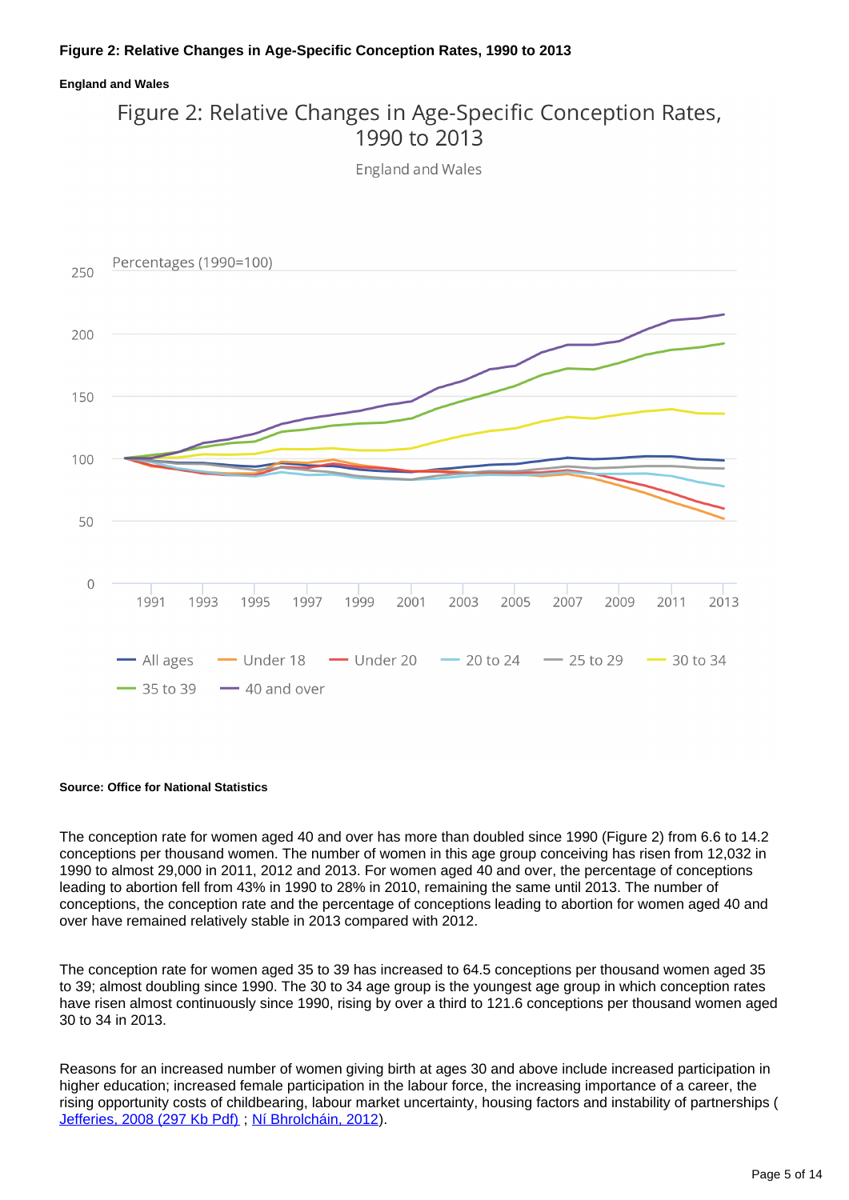**Figure 2: Relative Changes in Age-Specific Conception Rates, 1990 to 2013**

**England and Wales**

**Source: Office for National Statistics**

The conception rate for women aged 40 and over has more than doubled since 1990 (Figure 2) from 6.6 to 14.2 conceptions per thousand women. The number of women in this age group conceiving has risen from 12,032 in 1990 to almost 29,000 in 2011, 2012 and 2013. For women aged 40 and over, the percentage of conceptions leading to abortion fell from 43% in 1990 to 28% in 2010, remaining the same until 2013. The number of conceptions, the conception rate and the percentage of conceptions leading to abortion for women aged 40 and over have remained relatively stable in 2013 compared with 2012.

The conception rate for women aged 35 to 39 has increased to 64.5 conceptions per thousand women aged 35 to 39; almost doubling since 1990. The 30 to 34 age group is the youngest age group in which conception rates have risen almost continuously since 1990, rising by over a third to 121.6 conceptions per thousand women aged 30 to 34 in 2013.

Reasons for an increased number of women giving birth at ages 30 and above include increased participation in higher education; increased female participation in the labour force, the increasing importance of a career, the rising opportunity costs of childbearing, labour market uncertainty, housing factors and instability of partnerships ( [Jefferies, 2008 (297 Kb Pdf)](#) ; [Ní Bhrolcháin, 2012](#)).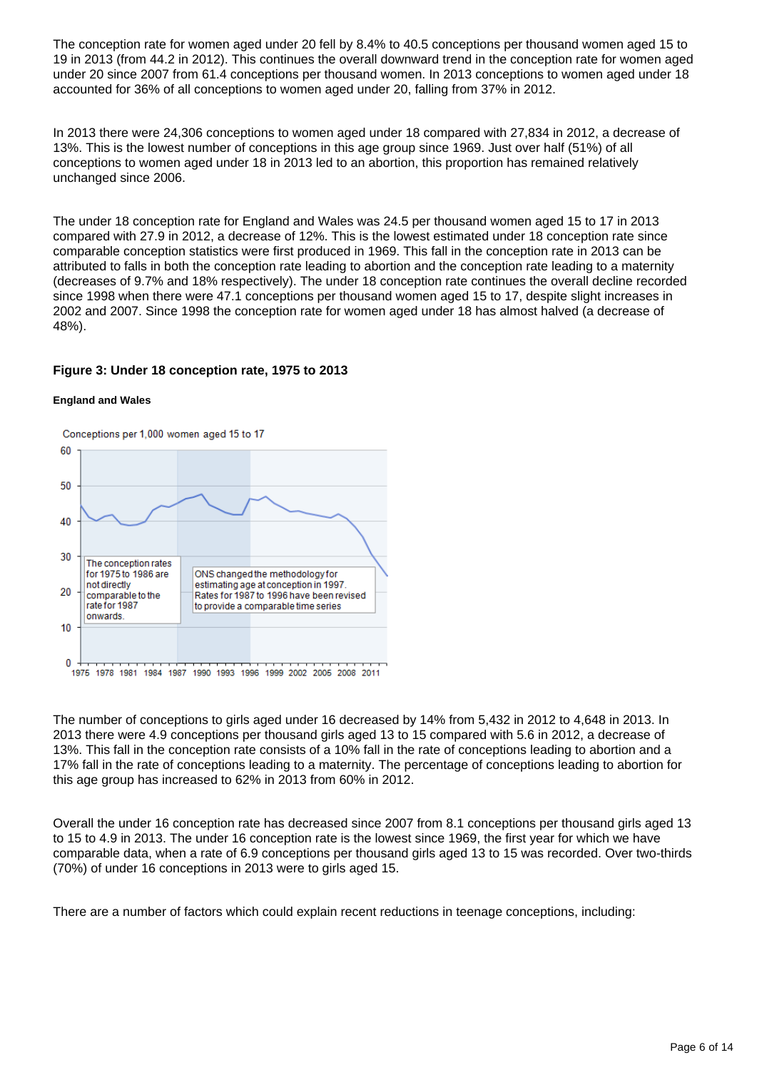The conception rate for women aged under 20 fell by 8.4% to 40.5 conceptions per thousand women aged 15 to 19 in 2013 (from 44.2 in 2012). This continues the overall downward trend in the conception rate for women aged under 20 since 2007 from 61.4 conceptions per thousand women. In 2013 conceptions to women aged under 18 accounted for 36% of all conceptions to women aged under 20, falling from 37% in 2012.

In 2013 there were 24,306 conceptions to women aged under 18 compared with 27,834 in 2012, a decrease of 13%. This is the lowest number of conceptions in this age group since 1969. Just over half (51%) of all conceptions to women aged under 18 in 2013 led to an abortion, this proportion has remained relatively unchanged since 2006.

The under 18 conception rate for England and Wales was 24.5 per thousand women aged 15 to 17 in 2013 compared with 27.9 in 2012, a decrease of 12%. This is the lowest estimated under 18 conception rate since comparable conception statistics were first produced in 1969. This fall in the conception rate in 2013 can be attributed to falls in both the conception rate leading to abortion and the conception rate leading to a maternity (decreases of 9.7% and 18% respectively). The under 18 conception rate continues the overall decline recorded since 1998 when there were 47.1 conceptions per thousand women aged 15 to 17, despite slight increases in 2002 and 2007. Since 1998 the conception rate for women aged under 18 has almost halved (a decrease of 48%).

**Figure 3: Under 18 conception rate, 1975 to 2013**

**England and Wales**

Conceptions per 1,000 women aged 15 to 17

The conception rates for 1975 to 1986 are not directly comparable to the rate for 1987 onwards.

ONS changed the methodology for estimating age at conception in 1997. Rates for 1987 to 1996 have been revised to provide a comparable time series

The number of conceptions to girls aged under 16 decreased by 14% from 5,432 in 2012 to 4,648 in 2013. In 2013 there were 4.9 conceptions per thousand girls aged 13 to 15 compared with 5.6 in 2012, a decrease of 13%. This fall in the conception rate consists of a 10% fall in the rate of conceptions leading to abortion and a 17% fall in the rate of conceptions leading to a maternity. The percentage of conceptions leading to abortion for this age group has increased to 62% in 2013 from 60% in 2012.

Overall the under 16 conception rate has decreased since 2007 from 8.1 conceptions per thousand girls aged 13 to 15 to 4.9 in 2013. The under 16 conception rate is the lowest since 1969, the first year for which we have comparable data, when a rate of 6.9 conceptions per thousand girls aged 13 to 15 was recorded. Over two-thirds (70%) of under 16 conceptions in 2013 were to girls aged 15.

There are a number of factors which could explain recent reductions in teenage conceptions, including: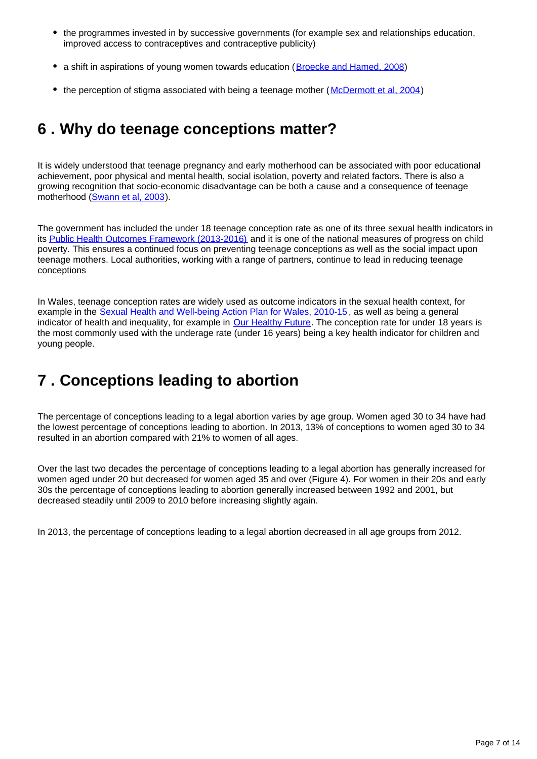- the programmes invested in by successive governments (for example sex and relationships education, improved access to contraceptives and contraceptive publicity)
- a shift in aspirations of young women towards education (Broecke and Hamed, 2008)
- the perception of stigma associated with being a teenage mother (McDermott et al, 2004)

## 6 . Why do teenage conceptions matter?

It is widely understood that teenage pregnancy and early motherhood can be associated with poor educational achievement, poor physical and mental health, social isolation, poverty and related factors. There is also a growing recognition that socio-economic disadvantage can be both a cause and a consequence of teenage motherhood (Swann et al, 2003).

The government has included the under 18 teenage conception rate as one of its three sexual health indicators in its Public Health Outcomes Framework (2013-2016) and it is one of the national measures of progress on child poverty. This ensures a continued focus on preventing teenage conceptions as well as the social impact upon teenage mothers. Local authorities, working with a range of partners, continue to lead in reducing teenage conceptions

In Wales, teenage conception rates are widely used as outcome indicators in the sexual health context, for example in the Sexual Health and Well-being Action Plan for Wales, 2010-15, as well as being a general indicator of health and inequality, for example in Our Healthy Future. The conception rate for under 18 years is the most commonly used with the underage rate (under 16 years) being a key health indicator for children and young people.

## 7 . Conceptions leading to abortion

The percentage of conceptions leading to a legal abortion varies by age group. Women aged 30 to 34 have had the lowest percentage of conceptions leading to abortion. In 2013, 13% of conceptions to women aged 30 to 34 resulted in an abortion compared with 21% to women of all ages.

Over the last two decades the percentage of conceptions leading to a legal abortion has generally increased for women aged under 20 but decreased for women aged 35 and over (Figure 4). For women in their 20s and early 30s the percentage of conceptions leading to abortion generally increased between 1992 and 2001, but decreased steadily until 2009 to 2010 before increasing slightly again.

In 2013, the percentage of conceptions leading to a legal abortion decreased in all age groups from 2012.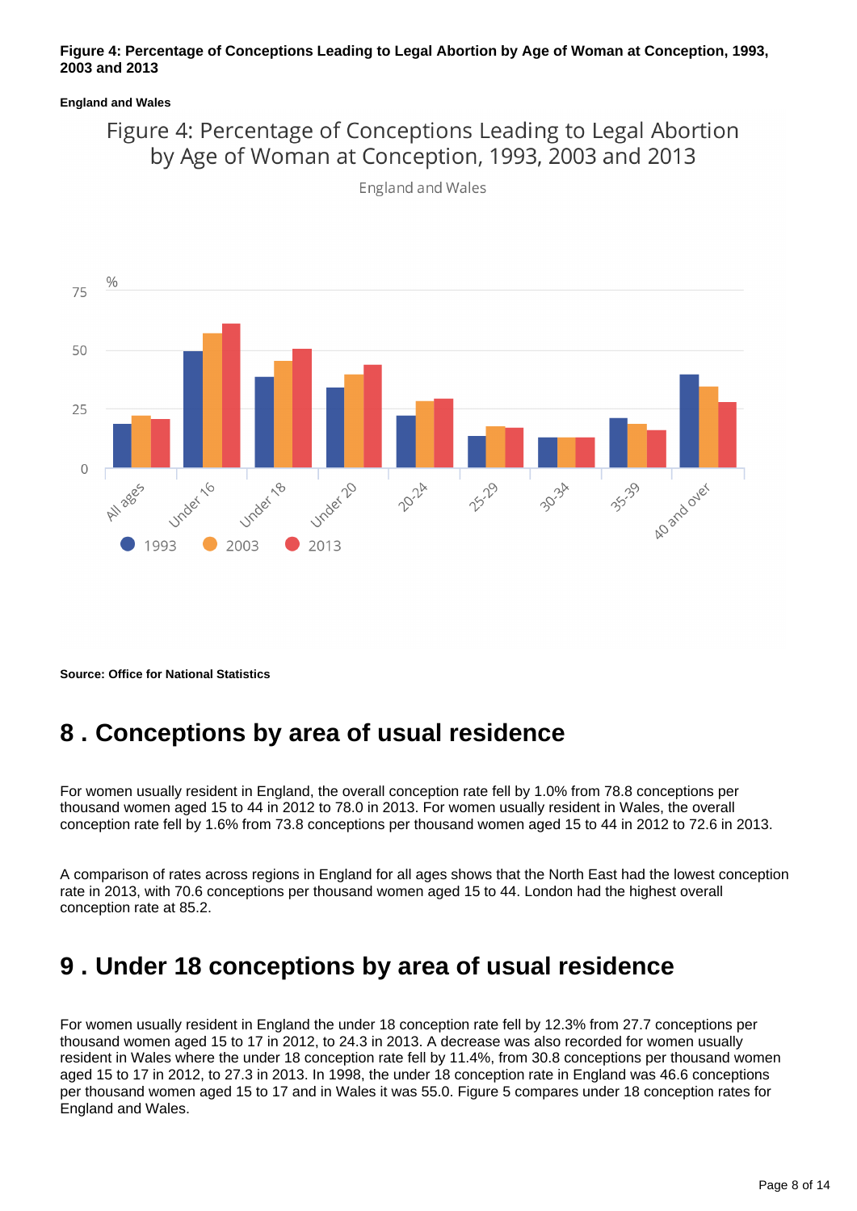**Figure 4: Percentage of Conceptions Leading to Legal Abortion by Age of Woman at Conception, 1993, 2003 and 2013**

**England and Wales**

**Source: Office for National Statistics**

## 8 . Conceptions by area of usual residence

For women usually resident in England, the overall conception rate fell by 1.0% from 78.8 conceptions per thousand women aged 15 to 44 in 2012 to 78.0 in 2013. For women usually resident in Wales, the overall conception rate fell by 1.6% from 73.8 conceptions per thousand women aged 15 to 44 in 2012 to 72.6 in 2013.

A comparison of rates across regions in England for all ages shows that the North East had the lowest conception rate in 2013, with 70.6 conceptions per thousand women aged 15 to 44. London had the highest overall conception rate at 85.2.

## 9 . Under 18 conceptions by area of usual residence

For women usually resident in England the under 18 conception rate fell by 12.3% from 27.7 conceptions per thousand women aged 15 to 17 in 2012, to 24.3 in 2013. A decrease was also recorded for women usually resident in Wales where the under 18 conception rate fell by 11.4%, from 30.8 conceptions per thousand women aged 15 to 17 in 2012, to 27.3 in 2013. In 1998, the under 18 conception rate in England was 46.6 conceptions per thousand women aged 15 to 17 and in Wales it was 55.0. Figure 5 compares under 18 conception rates for England and Wales.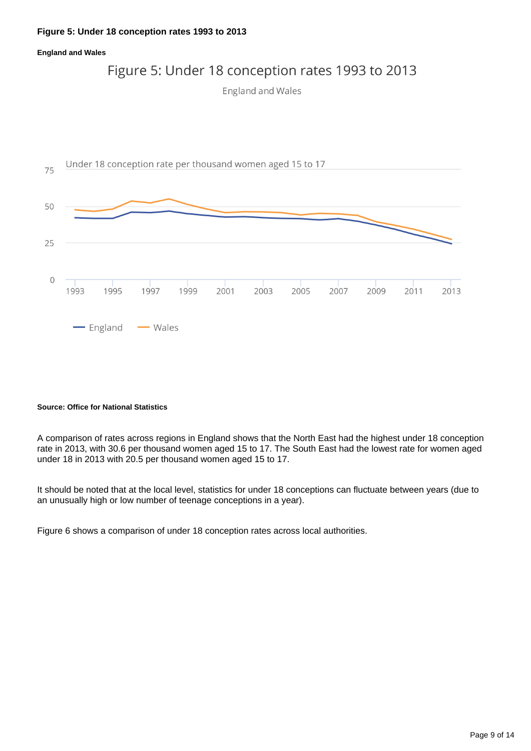**Figure 5: Under 18 conception rates 1993 to 2013**

**England and Wales**

**Source: Office for National Statistics**

A comparison of rates across regions in England shows that the North East had the highest under 18 conception rate in 2013, with 30.6 per thousand women aged 15 to 17. The South East had the lowest rate for women aged under 18 in 2013 with 20.5 per thousand women aged 15 to 17.

It should be noted that at the local level, statistics for under 18 conceptions can fluctuate between years (due to an unusually high or low number of teenage conceptions in a year).

Figure 6 shows a comparison of under 18 conception rates across local authorities.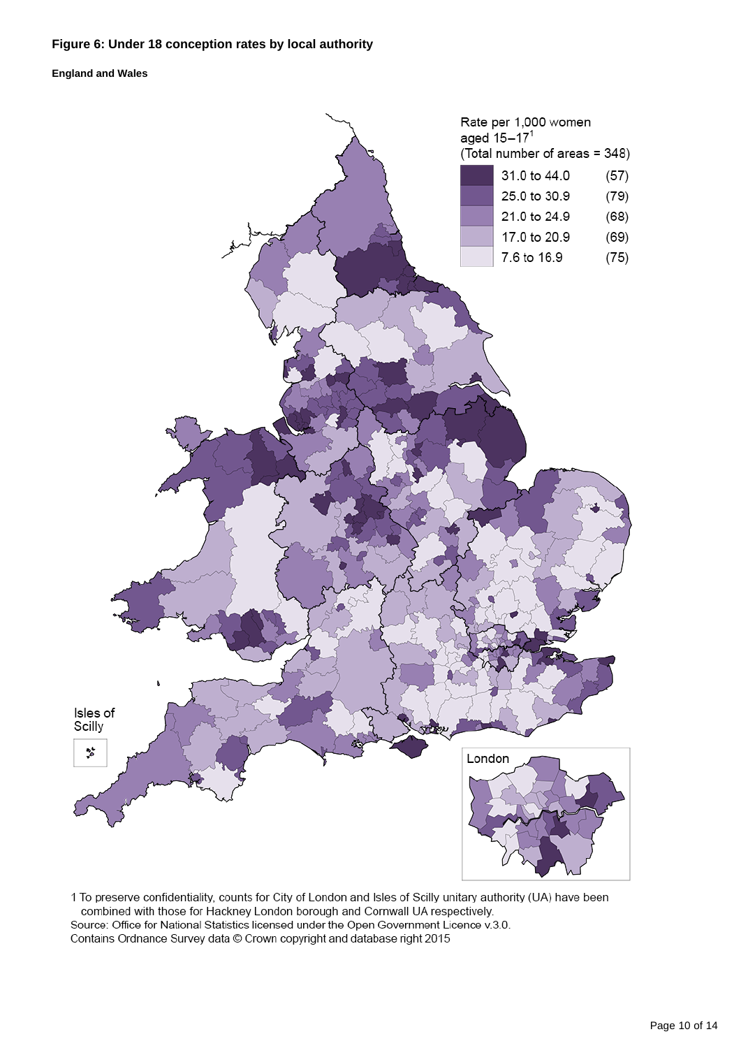**Figure 6: Under 18 conception rates by local authority**

**England and Wales**

Rate per 1,000 women aged 15–17[1]
(Total number of areas = 348)

| Rate | Number of areas |
|---|---|
| 31.0 to 44.0 | (57) |
| 25.0 to 30.9 | (79) |
| 21.0 to 24.9 | (68) |
| 17.0 to 20.9 | (69) |
| 7.6 to 16.9 | (75) |

Isles of Scilly

London

1 To preserve confidentiality, counts for City of London and Isles of Scilly unitary authority (UA) have been combined with those for Hackney London borough and Cornwall UA respectively.
Source: Office for National Statistics licensed under the Open Government Licence v.3.0.
Contains Ordnance Survey data © Crown copyright and database right 2015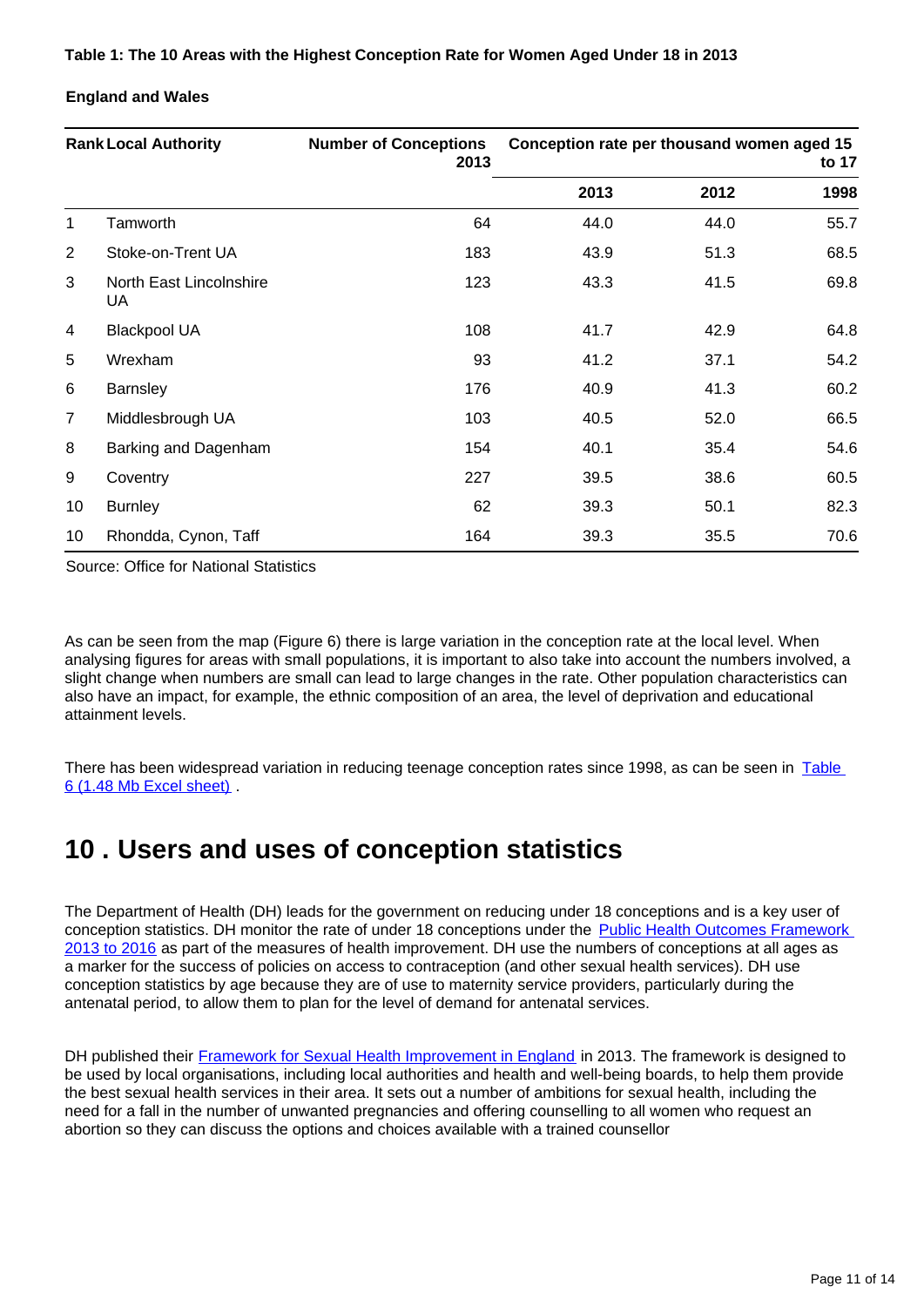**Table 1: The 10 Areas with the Highest Conception Rate for Women Aged Under 18 in 2013**

**England and Wales**

| Rank | Local Authority | Number of Conceptions 2013 | Conception rate per thousand women aged 15 to 17 | | |
|---|---|---|---|---|---|
| | | | 2013 | 2012 | 1998 |
| 1 | Tamworth | 64 | 44.0 | 44.0 | 55.7 |
| 2 | Stoke-on-Trent UA | 183 | 43.9 | 51.3 | 68.5 |
| 3 | North East Lincolnshire UA | 123 | 43.3 | 41.5 | 69.8 |
| 4 | Blackpool UA | 108 | 41.7 | 42.9 | 64.8 |
| 5 | Wrexham | 93 | 41.2 | 37.1 | 54.2 |
| 6 | Barnsley | 176 | 40.9 | 41.3 | 60.2 |
| 7 | Middlesbrough UA | 103 | 40.5 | 52.0 | 66.5 |
| 8 | Barking and Dagenham | 154 | 40.1 | 35.4 | 54.6 |
| 9 | Coventry | 227 | 39.5 | 38.6 | 60.5 |
| 10 | Burnley | 62 | 39.3 | 50.1 | 82.3 |
| 10 | Rhondda, Cynon, Taff | 164 | 39.3 | 35.5 | 70.6 |

Source: Office for National Statistics

As can be seen from the map (Figure 6) there is large variation in the conception rate at the local level. When analysing figures for areas with small populations, it is important to also take into account the numbers involved, a slight change when numbers are small can lead to large changes in the rate. Other population characteristics can also have an impact, for example, the ethnic composition of an area, the level of deprivation and educational attainment levels.

There has been widespread variation in reducing teenage conception rates since 1998, as can be seen in Table 6 (1.48 Mb Excel sheet) .

# 10 . Users and uses of conception statistics

The Department of Health (DH) leads for the government on reducing under 18 conceptions and is a key user of conception statistics. DH monitor the rate of under 18 conceptions under the Public Health Outcomes Framework 2013 to 2016 as part of the measures of health improvement. DH use the numbers of conceptions at all ages as a marker for the success of policies on access to contraception (and other sexual health services). DH use conception statistics by age because they are of use to maternity service providers, particularly during the antenatal period, to allow them to plan for the level of demand for antenatal services.

DH published their Framework for Sexual Health Improvement in England in 2013. The framework is designed to be used by local organisations, including local authorities and health and well-being boards, to help them provide the best sexual health services in their area. It sets out a number of ambitions for sexual health, including the need for a fall in the number of unwanted pregnancies and offering counselling to all women who request an abortion so they can discuss the options and choices available with a trained counsellor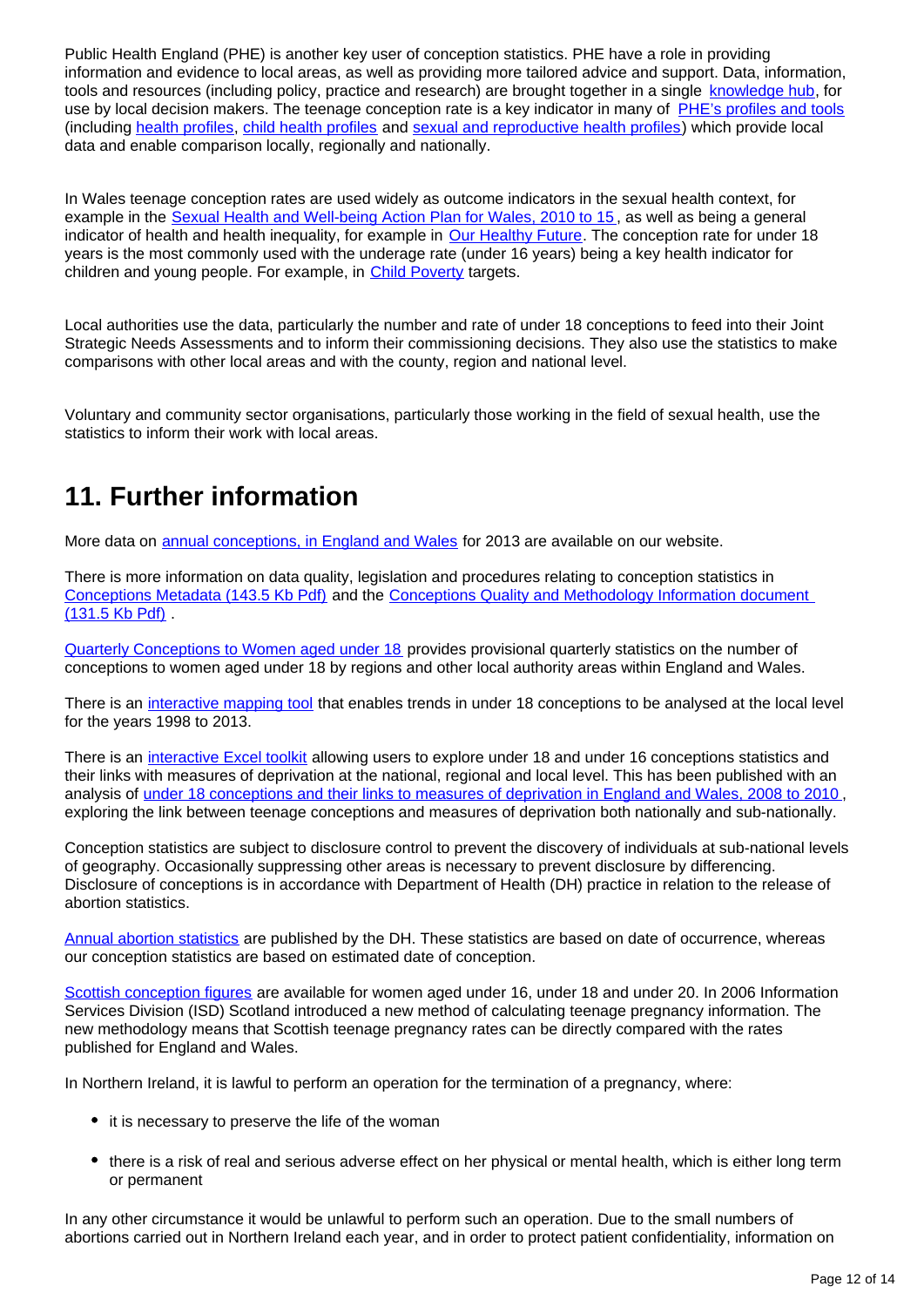Public Health England (PHE) is another key user of conception statistics. PHE have a role in providing information and evidence to local areas, as well as providing more tailored advice and support. Data, information, tools and resources (including policy, practice and research) are brought together in a single knowledge hub, for use by local decision makers. The teenage conception rate is a key indicator in many of PHE's profiles and tools (including health profiles, child health profiles and sexual and reproductive health profiles) which provide local data and enable comparison locally, regionally and nationally.

In Wales teenage conception rates are used widely as outcome indicators in the sexual health context, for example in the Sexual Health and Well-being Action Plan for Wales, 2010 to 15, as well as being a general indicator of health and health inequality, for example in Our Healthy Future. The conception rate for under 18 years is the most commonly used with the underage rate (under 16 years) being a key health indicator for children and young people. For example, in Child Poverty targets.

Local authorities use the data, particularly the number and rate of under 18 conceptions to feed into their Joint Strategic Needs Assessments and to inform their commissioning decisions. They also use the statistics to make comparisons with other local areas and with the county, region and national level.

Voluntary and community sector organisations, particularly those working in the field of sexual health, use the statistics to inform their work with local areas.

## 11. Further information

More data on annual conceptions, in England and Wales for 2013 are available on our website.

There is more information on data quality, legislation and procedures relating to conception statistics in Conceptions Metadata (143.5 Kb Pdf) and the Conceptions Quality and Methodology Information document (131.5 Kb Pdf) .

Quarterly Conceptions to Women aged under 18 provides provisional quarterly statistics on the number of conceptions to women aged under 18 by regions and other local authority areas within England and Wales.

There is an interactive mapping tool that enables trends in under 18 conceptions to be analysed at the local level for the years 1998 to 2013.

There is an interactive Excel toolkit allowing users to explore under 18 and under 16 conceptions statistics and their links with measures of deprivation at the national, regional and local level. This has been published with an analysis of under 18 conceptions and their links to measures of deprivation in England and Wales, 2008 to 2010 , exploring the link between teenage conceptions and measures of deprivation both nationally and sub-nationally.

Conception statistics are subject to disclosure control to prevent the discovery of individuals at sub-national levels of geography. Occasionally suppressing other areas is necessary to prevent disclosure by differencing. Disclosure of conceptions is in accordance with Department of Health (DH) practice in relation to the release of abortion statistics.

Annual abortion statistics are published by the DH. These statistics are based on date of occurrence, whereas our conception statistics are based on estimated date of conception.

Scottish conception figures are available for women aged under 16, under 18 and under 20. In 2006 Information Services Division (ISD) Scotland introduced a new method of calculating teenage pregnancy information. The new methodology means that Scottish teenage pregnancy rates can be directly compared with the rates published for England and Wales.

In Northern Ireland, it is lawful to perform an operation for the termination of a pregnancy, where:

- it is necessary to preserve the life of the woman
- there is a risk of real and serious adverse effect on her physical or mental health, which is either long term or permanent

In any other circumstance it would be unlawful to perform such an operation. Due to the small numbers of abortions carried out in Northern Ireland each year, and in order to protect patient confidentiality, information on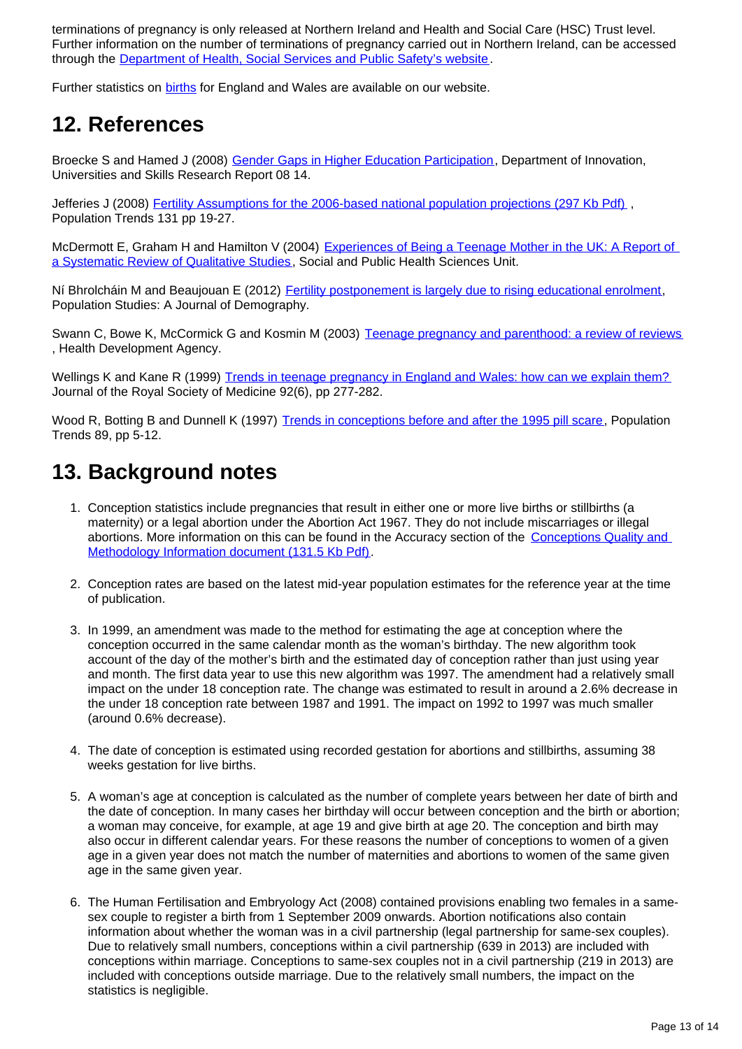terminations of pregnancy is only released at Northern Ireland and Health and Social Care (HSC) Trust level. Further information on the number of terminations of pregnancy carried out in Northern Ireland, can be accessed through the Department of Health, Social Services and Public Safety's website.

Further statistics on births for England and Wales are available on our website.

## 12. References

Broecke S and Hamed J (2008) Gender Gaps in Higher Education Participation, Department of Innovation, Universities and Skills Research Report 08 14.

Jefferies J (2008) Fertility Assumptions for the 2006-based national population projections (297 Kb Pdf), Population Trends 131 pp 19-27.

McDermott E, Graham H and Hamilton V (2004) Experiences of Being a Teenage Mother in the UK: A Report of a Systematic Review of Qualitative Studies, Social and Public Health Sciences Unit.

Ní Bhrolcháin M and Beaujouan E (2012) Fertility postponement is largely due to rising educational enrolment, Population Studies: A Journal of Demography.

Swann C, Bowe K, McCormick G and Kosmin M (2003) Teenage pregnancy and parenthood: a review of reviews, Health Development Agency.

Wellings K and Kane R (1999) Trends in teenage pregnancy in England and Wales: how can we explain them? Journal of the Royal Society of Medicine 92(6), pp 277-282.

Wood R, Botting B and Dunnell K (1997) Trends in conceptions before and after the 1995 pill scare, Population Trends 89, pp 5-12.

## 13. Background notes

1. Conception statistics include pregnancies that result in either one or more live births or stillbirths (a maternity) or a legal abortion under the Abortion Act 1967. They do not include miscarriages or illegal abortions. More information on this can be found in the Accuracy section of the Conceptions Quality and Methodology Information document (131.5 Kb Pdf).

2. Conception rates are based on the latest mid-year population estimates for the reference year at the time of publication.

3. In 1999, an amendment was made to the method for estimating the age at conception where the conception occurred in the same calendar month as the woman's birthday. The new algorithm took account of the day of the mother's birth and the estimated day of conception rather than just using year and month. The first data year to use this new algorithm was 1997. The amendment had a relatively small impact on the under 18 conception rate. The change was estimated to result in around a 2.6% decrease in the under 18 conception rate between 1987 and 1991. The impact on 1992 to 1997 was much smaller (around 0.6% decrease).

4. The date of conception is estimated using recorded gestation for abortions and stillbirths, assuming 38 weeks gestation for live births.

5. A woman's age at conception is calculated as the number of complete years between her date of birth and the date of conception. In many cases her birthday will occur between conception and the birth or abortion; a woman may conceive, for example, at age 19 and give birth at age 20. The conception and birth may also occur in different calendar years. For these reasons the number of conceptions to women of a given age in a given year does not match the number of maternities and abortions to women of the same given age in the same given year.

6. The Human Fertilisation and Embryology Act (2008) contained provisions enabling two females in a same-sex couple to register a birth from 1 September 2009 onwards. Abortion notifications also contain information about whether the woman was in a civil partnership (legal partnership for same-sex couples). Due to relatively small numbers, conceptions within a civil partnership (639 in 2013) are included with conceptions within marriage. Conceptions to same-sex couples not in a civil partnership (219 in 2013) are included with conceptions outside marriage. Due to the relatively small numbers, the impact on the statistics is negligible.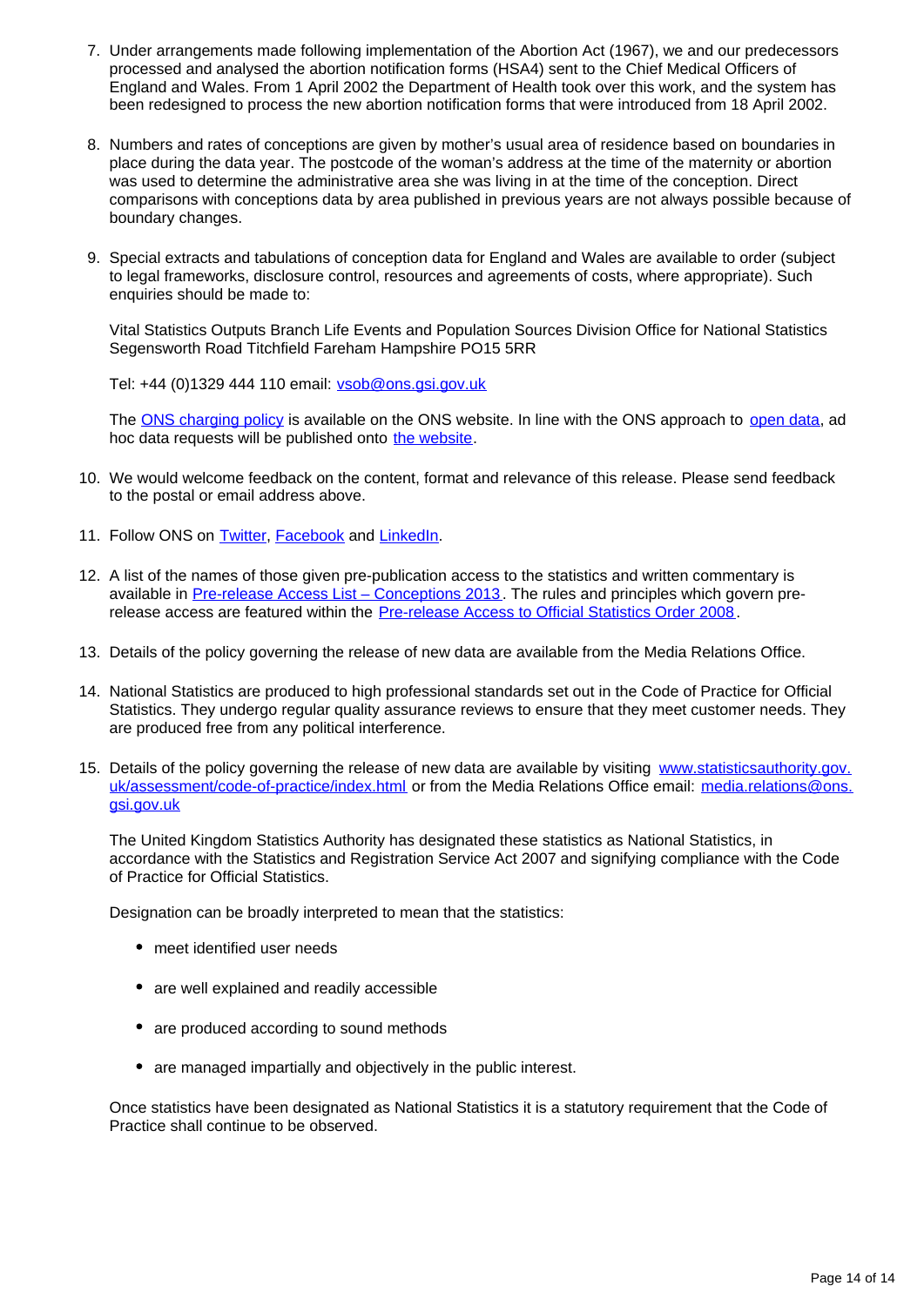7. Under arrangements made following implementation of the Abortion Act (1967), we and our predecessors processed and analysed the abortion notification forms (HSA4) sent to the Chief Medical Officers of England and Wales. From 1 April 2002 the Department of Health took over this work, and the system has been redesigned to process the new abortion notification forms that were introduced from 18 April 2002.

8. Numbers and rates of conceptions are given by mother's usual area of residence based on boundaries in place during the data year. The postcode of the woman's address at the time of the maternity or abortion was used to determine the administrative area she was living in at the time of the conception. Direct comparisons with conceptions data by area published in previous years are not always possible because of boundary changes.

9. Special extracts and tabulations of conception data for England and Wales are available to order (subject to legal frameworks, disclosure control, resources and agreements of costs, where appropriate). Such enquiries should be made to:

   Vital Statistics Outputs Branch Life Events and Population Sources Division Office for National Statistics Segensworth Road Titchfield Fareham Hampshire PO15 5RR

   Tel: +44 (0)1329 444 110 email: vsob@ons.gsi.gov.uk

   The ONS charging policy is available on the ONS website. In line with the ONS approach to open data, ad hoc data requests will be published onto the website.

10. We would welcome feedback on the content, format and relevance of this release. Please send feedback to the postal or email address above.

11. Follow ONS on Twitter, Facebook and LinkedIn.

12. A list of the names of those given pre-publication access to the statistics and written commentary is available in Pre-release Access List – Conceptions 2013. The rules and principles which govern pre-release access are featured within the Pre-release Access to Official Statistics Order 2008.

13. Details of the policy governing the release of new data are available from the Media Relations Office.

14. National Statistics are produced to high professional standards set out in the Code of Practice for Official Statistics. They undergo regular quality assurance reviews to ensure that they meet customer needs. They are produced free from any political interference.

15. Details of the policy governing the release of new data are available by visiting www.statisticsauthority.gov.uk/assessment/code-of-practice/index.html or from the Media Relations Office email: media.relations@ons.gsi.gov.uk

    The United Kingdom Statistics Authority has designated these statistics as National Statistics, in accordance with the Statistics and Registration Service Act 2007 and signifying compliance with the Code of Practice for Official Statistics.

    Designation can be broadly interpreted to mean that the statistics:

    - meet identified user needs
    - are well explained and readily accessible
    - are produced according to sound methods
    - are managed impartially and objectively in the public interest.

    Once statistics have been designated as National Statistics it is a statutory requirement that the Code of Practice shall continue to be observed.